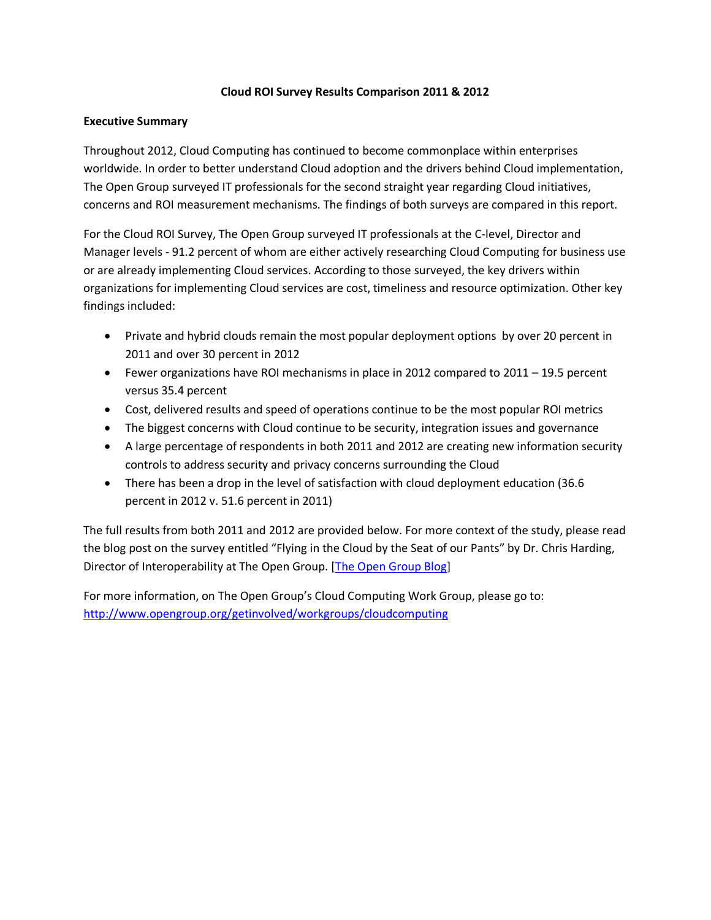# Cloud ROI Survey Results Comparison 2011 & 2012

## Executive Summary

Throughout 2012, Cloud Computing has continued to become commonplace within enterprises worldwide. In order to better understand Cloud adoption and the drivers behind Cloud implementation, The Open Group surveyed IT professionals for the second straight year regarding Cloud initiatives, concerns and ROI measurement mechanisms. The findings of both surveys are compared in this report.

For the Cloud ROI Survey, The Open Group surveyed IT professionals at the C-level, Director and Manager levels - 91.2 percent of whom are either actively researching Cloud Computing for business use or are already implementing Cloud services. According to those surveyed, the key drivers within organizations for implementing Cloud services are cost, timeliness and resource optimization. Other key findings included:

- Private and hybrid clouds remain the most popular deployment options by over 20 percent in 2011 and over 30 percent in 2012
- Fewer organizations have ROI mechanisms in place in 2012 compared to 2011 – 19.5 percent versus 35.4 percent
- Cost, delivered results and speed of operations continue to be the most popular ROI metrics
- The biggest concerns with Cloud continue to be security, integration issues and governance
- A large percentage of respondents in both 2011 and 2012 are creating new information security controls to address security and privacy concerns surrounding the Cloud
- There has been a drop in the level of satisfaction with cloud deployment education (36.6 percent in 2012 v. 51.6 percent in 2011)

The full results from both 2011 and 2012 are provided below. For more context of the study, please read the blog post on the survey entitled "Flying in the Cloud by the Seat of our Pants" by Dr. Chris Harding, Director of Interoperability at The Open Group. [The Open Group Blog]

For more information, on The Open Group's Cloud Computing Work Group, please go to: http://www.opengroup.org/getinvolved/workgroups/cloudcomputing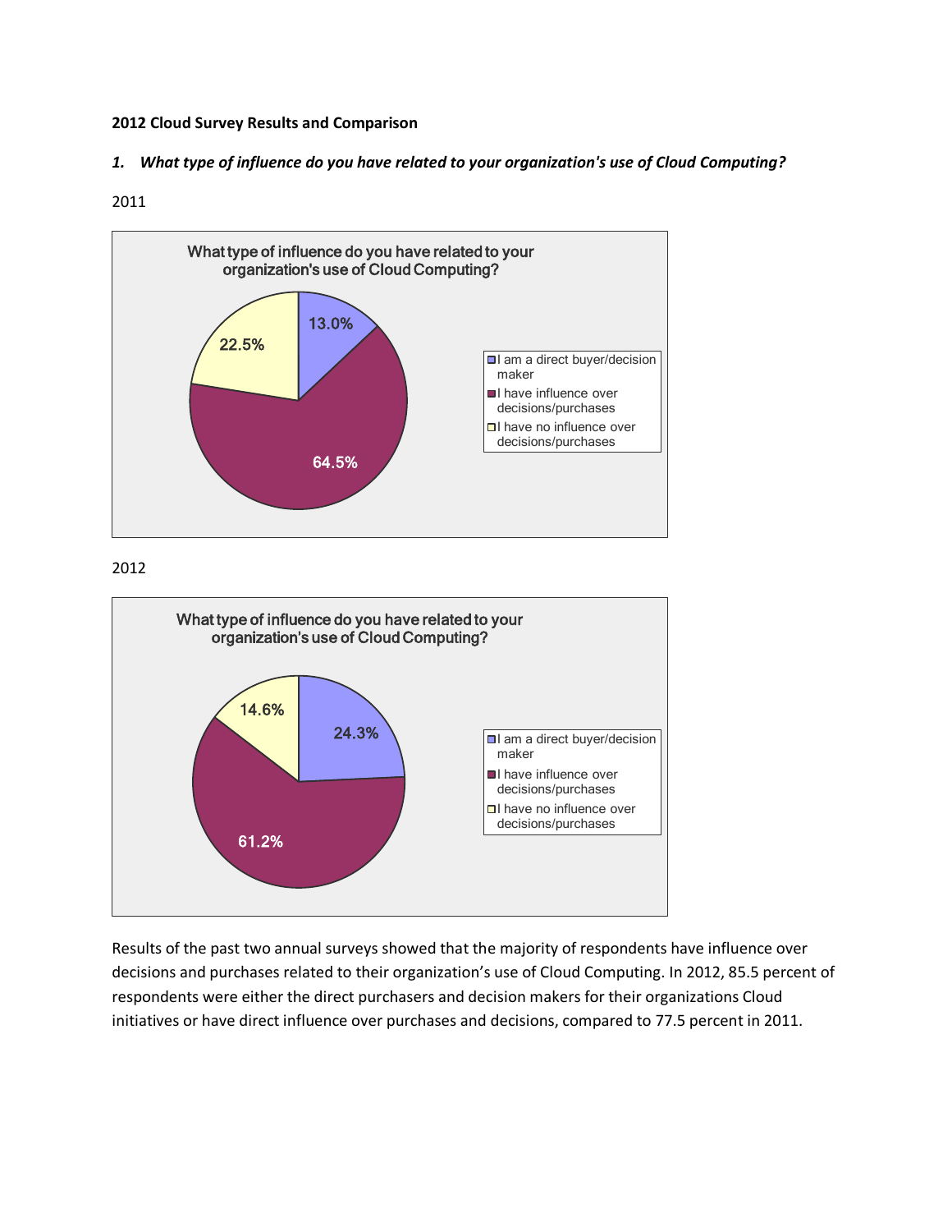**2012 Cloud Survey Results and Comparison**

1. ***What type of influence do you have related to your organization's use of Cloud Computing?***

2011

What type of influence do you have related to your organization's use of Cloud Computing?

| Response | Percent |
|---|---|
| I am a direct buyer/decision maker | 13.0% |
| I have influence over decisions/purchases | 64.5% |
| I have no influence over decisions/purchases | 22.5% |

2012

What type of influence do you have related to your organization's use of Cloud Computing?

| Response | Percent |
|---|---|
| I am a direct buyer/decision maker | 24.3% |
| I have influence over decisions/purchases | 61.2% |
| I have no influence over decisions/purchases | 14.6% |

Results of the past two annual surveys showed that the majority of respondents have influence over decisions and purchases related to their organization's use of Cloud Computing. In 2012, 85.5 percent of respondents were either the direct purchasers and decision makers for their organizations Cloud initiatives or have direct influence over purchases and decisions, compared to 77.5 percent in 2011.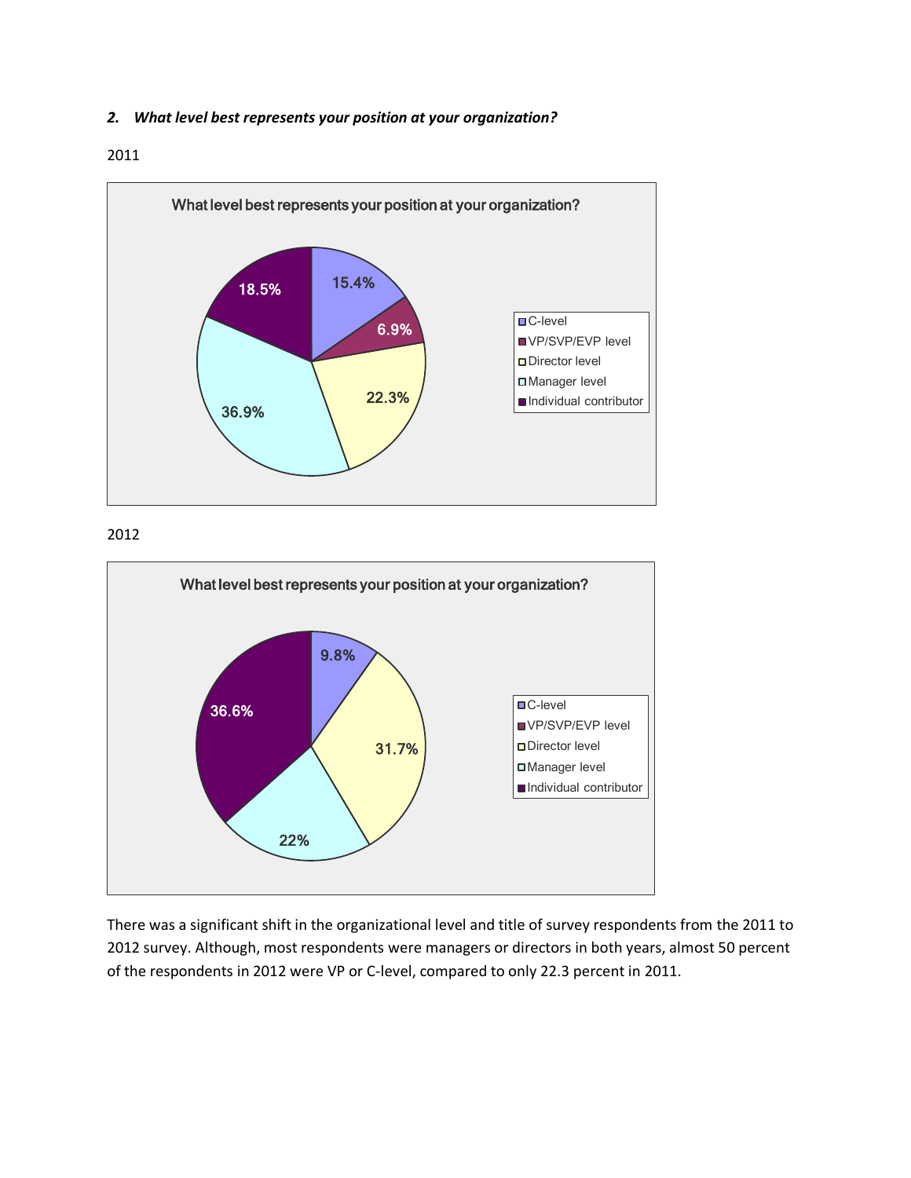***2. What level best represents your position at your organization?***

2011

What level best represents your position at your organization?

| Level | Percentage |
| --- | --- |
| C-level | 15.4% |
| VP/SVP/EVP level | 6.9% |
| Director level | 22.3% |
| Manager level | 36.9% |
| Individual contributor | 18.5% |

2012

What level best represents your position at your organization?

| Level | Percentage |
| --- | --- |
| C-level | 9.8% |
| Director level | 31.7% |
| Manager level | 22% |
| Individual contributor | 36.6% |

There was a significant shift in the organizational level and title of survey respondents from the 2011 to 2012 survey. Although, most respondents were managers or directors in both years, almost 50 percent of the respondents in 2012 were VP or C-level, compared to only 22.3 percent in 2011.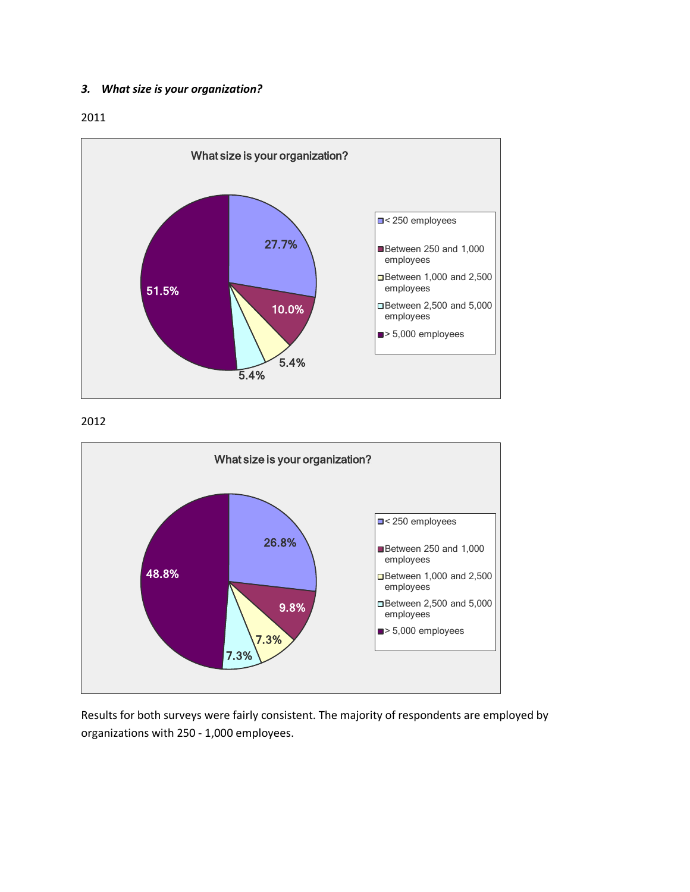***3. What size is your organization?***

2011

What size is your organization?

- < 250 employees: 27.7%
- Between 250 and 1,000 employees: 10.0%
- Between 1,000 and 2,500 employees: 5.4%
- Between 2,500 and 5,000 employees: 5.4%
- > 5,000 employees: 51.5%

2012

What size is your organization?

- < 250 employees: 26.8%
- Between 250 and 1,000 employees: 9.8%
- Between 1,000 and 2,500 employees: 7.3%
- Between 2,500 and 5,000 employees: 7.3%
- > 5,000 employees: 48.8%

Results for both surveys were fairly consistent. The majority of respondents are employed by organizations with 250 - 1,000 employees.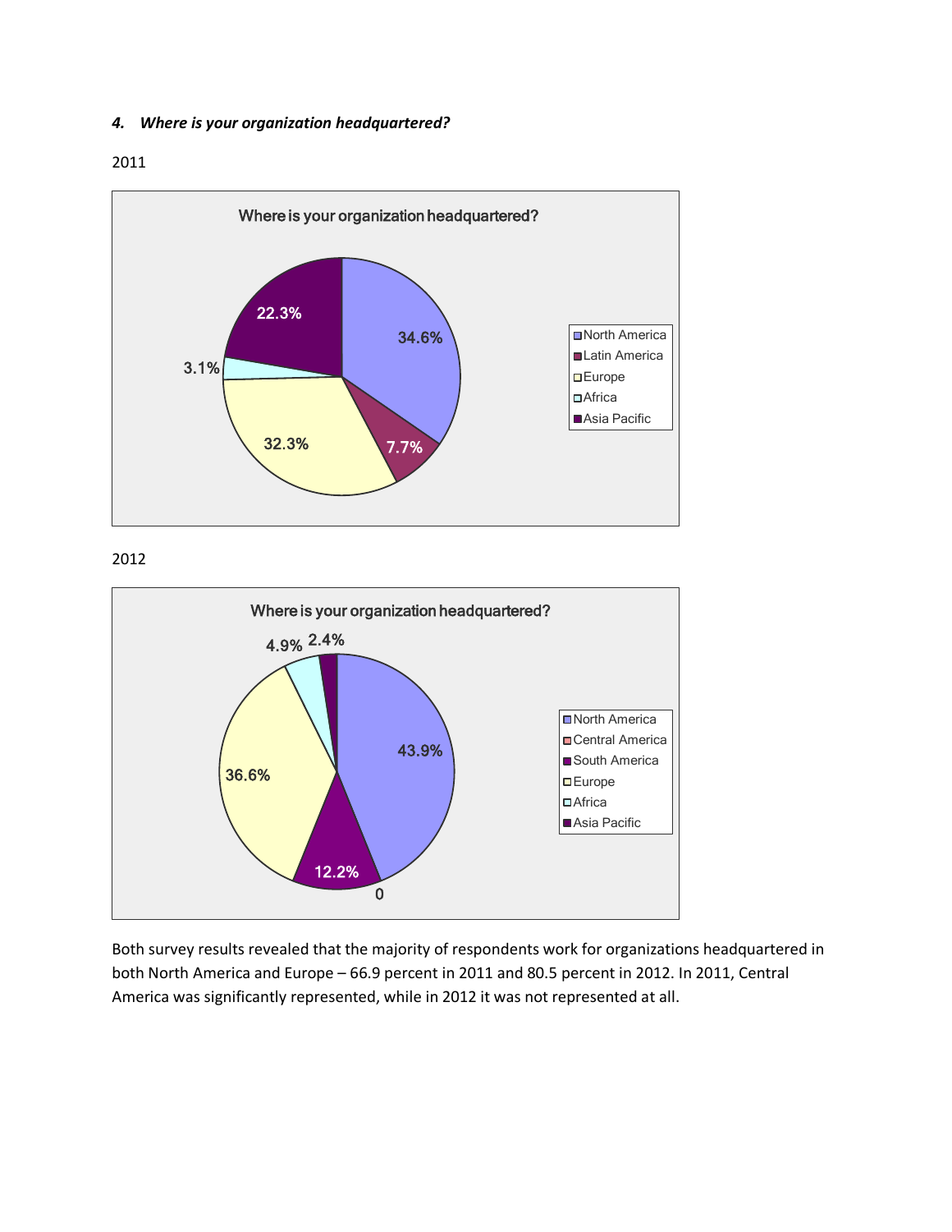***4. Where is your organization headquartered?***

2011

**Where is your organization headquartered?**

| Region | Percentage |
| --- | --- |
| North America | 34.6% |
| Latin America | 7.7% |
| Europe | 32.3% |
| Africa | 3.1% |
| Asia Pacific | 22.3% |

2012

**Where is your organization headquartered?**

| Region | Percentage |
| --- | --- |
| North America | 43.9% |
| Central America | 0 |
| South America | 12.2% |
| Europe | 36.6% |
| Africa | 4.9% |
| Asia Pacific | 2.4% |

Both survey results revealed that the majority of respondents work for organizations headquartered in both North America and Europe – 66.9 percent in 2011 and 80.5 percent in 2012. In 2011, Central America was significantly represented, while in 2012 it was not represented at all.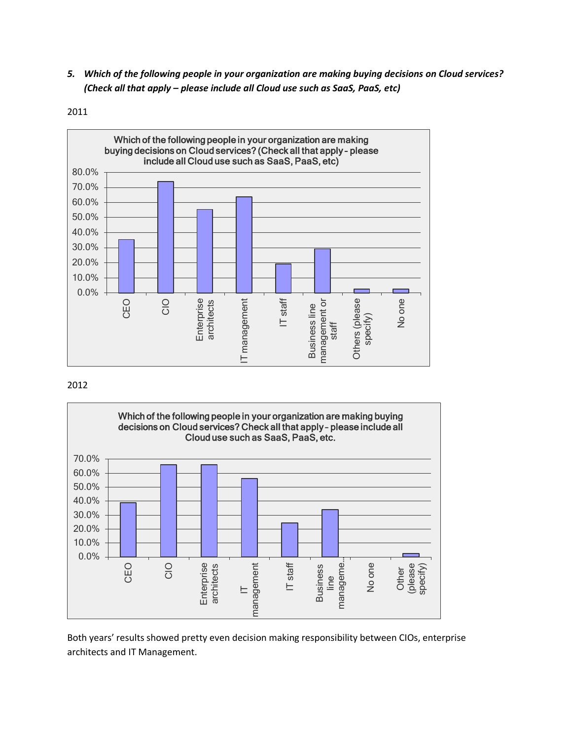*5. Which of the following people in your organization are making buying decisions on Cloud services? (Check all that apply – please include all Cloud use such as SaaS, PaaS, etc)*

2011

Which of the following people in your organization are making buying decisions on Cloud services? (Check all that apply - please include all Cloud use such as SaaS, PaaS, etc)

2012

Which of the following people in your organization are making buying decisions on Cloud services? Check all that apply - please include all Cloud use such as SaaS, PaaS, etc.

Both years' results showed pretty even decision making responsibility between CIOs, enterprise architects and IT Management.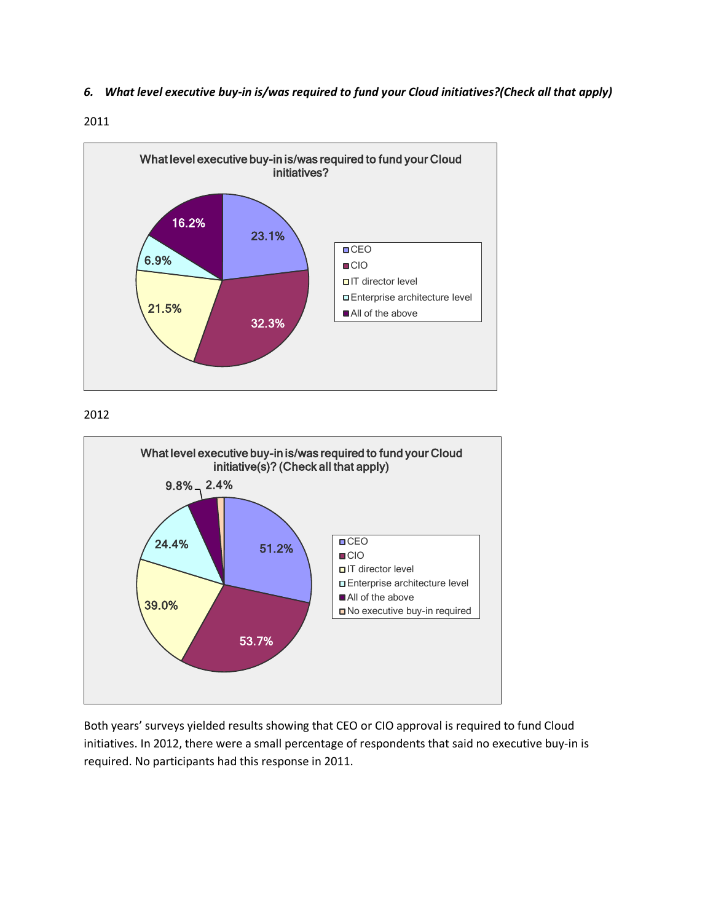*6. What level executive buy-in is/was required to fund your Cloud initiatives?(Check all that apply)*

2011

What level executive buy-in is/was required to fund your Cloud initiatives?

| Response | Percentage |
|---|---|
| CEO | 23.1% |
| CIO | 32.3% |
| IT director level | 21.5% |
| Enterprise architecture level | 6.9% |
| All of the above | 16.2% |

2012

What level executive buy-in is/was required to fund your Cloud initiative(s)? (Check all that apply)

| Response | Percentage |
|---|---|
| CEO | 51.2% |
| CIO | 53.7% |
| IT director level | 39.0% |
| Enterprise architecture level | 24.4% |
| All of the above | 9.8% |
| No executive buy-in required | 2.4% |

Both years' surveys yielded results showing that CEO or CIO approval is required to fund Cloud initiatives. In 2012, there were a small percentage of respondents that said no executive buy-in is required. No participants had this response in 2011.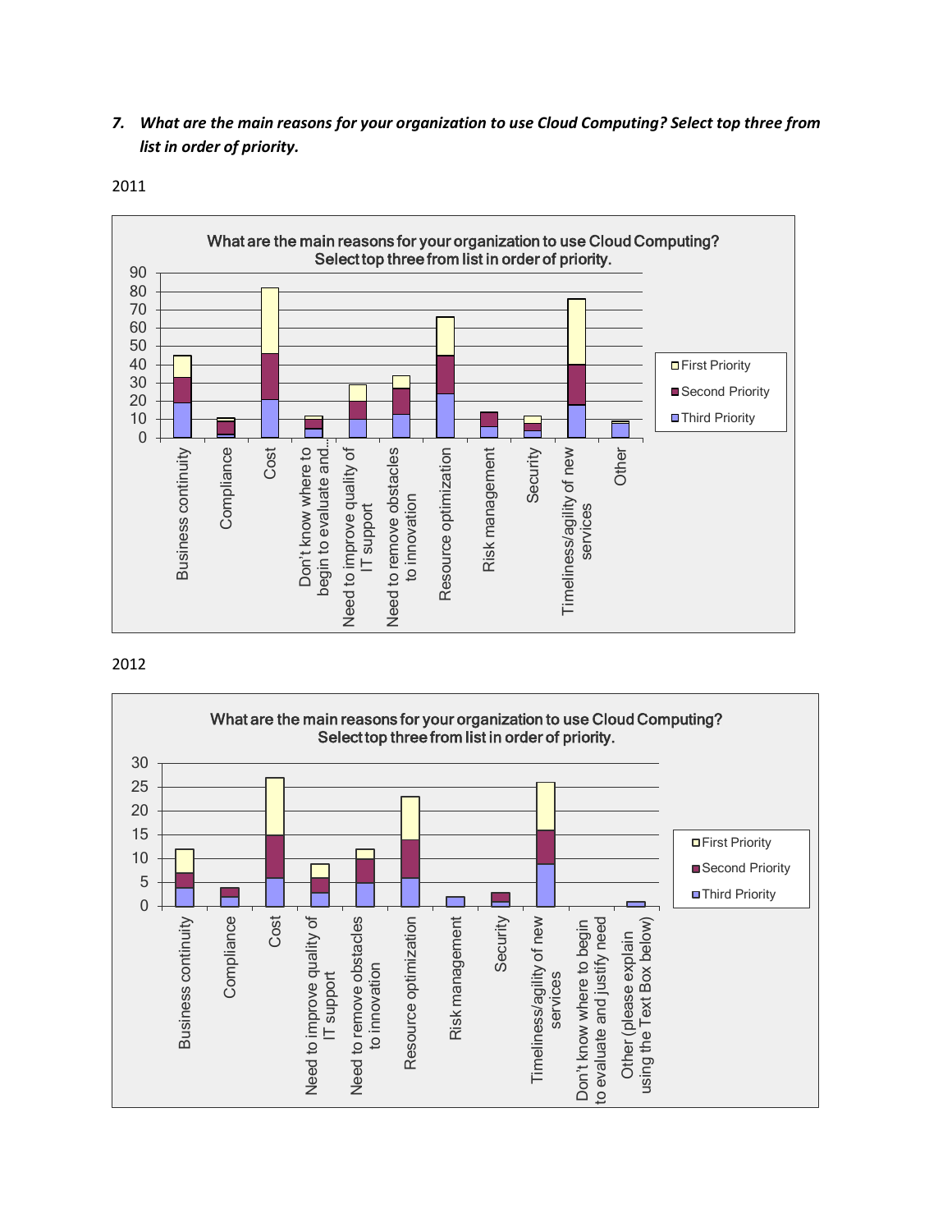*7. What are the main reasons for your organization to use Cloud Computing? Select top three from list in order of priority.*

2011

2012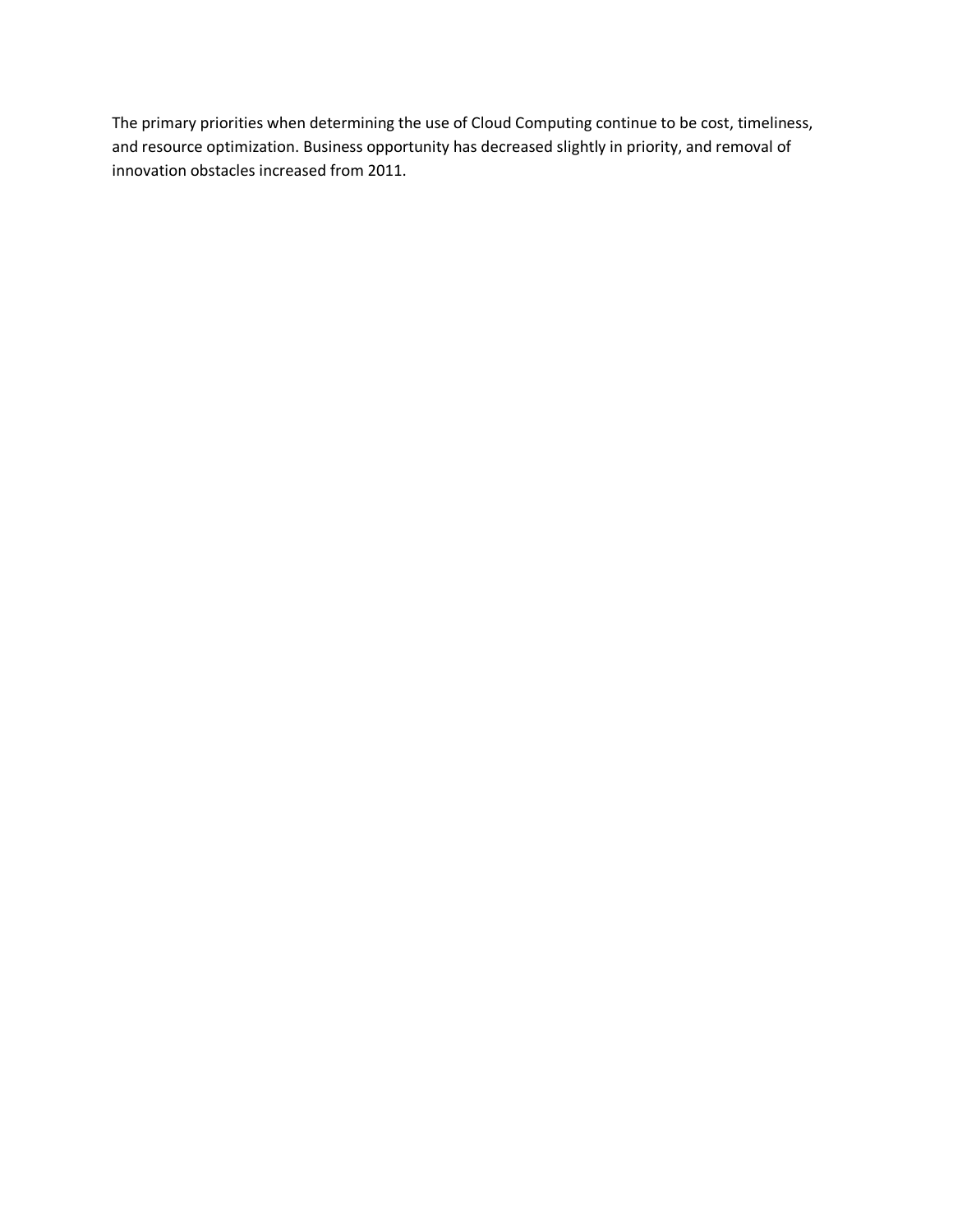The primary priorities when determining the use of Cloud Computing continue to be cost, timeliness, and resource optimization. Business opportunity has decreased slightly in priority, and removal of innovation obstacles increased from 2011.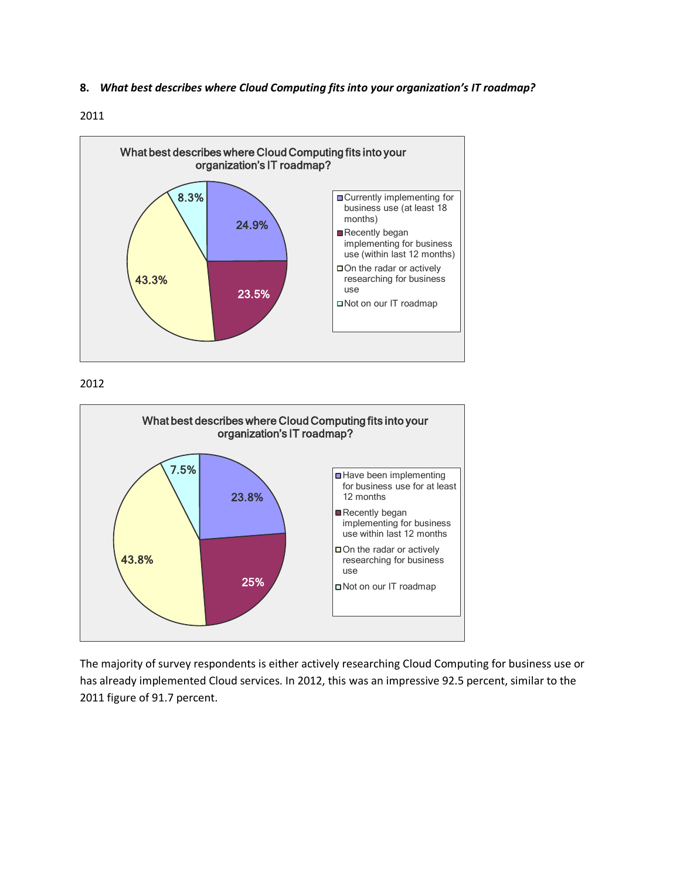**8.** ***What best describes where Cloud Computing fits into your organization's IT roadmap?***

2011

What best describes where Cloud Computing fits into your organization's IT roadmap?

| Response | Percentage |
| --- | --- |
| Currently implementing for business use (at least 18 months) | 24.9% |
| Recently began implementing for business use (within last 12 months) | 23.5% |
| On the radar or actively researching for business use | 43.3% |
| Not on our IT roadmap | 8.3% |

2012

What best describes where Cloud Computing fits into your organization's IT roadmap?

| Response | Percentage |
| --- | --- |
| Have been implementing for business use for at least 12 months | 23.8% |
| Recently began implementing for business use within last 12 months | 25% |
| On the radar or actively researching for business use | 43.8% |
| Not on our IT roadmap | 7.5% |

The majority of survey respondents is either actively researching Cloud Computing for business use or has already implemented Cloud services. In 2012, this was an impressive 92.5 percent, similar to the 2011 figure of 91.7 percent.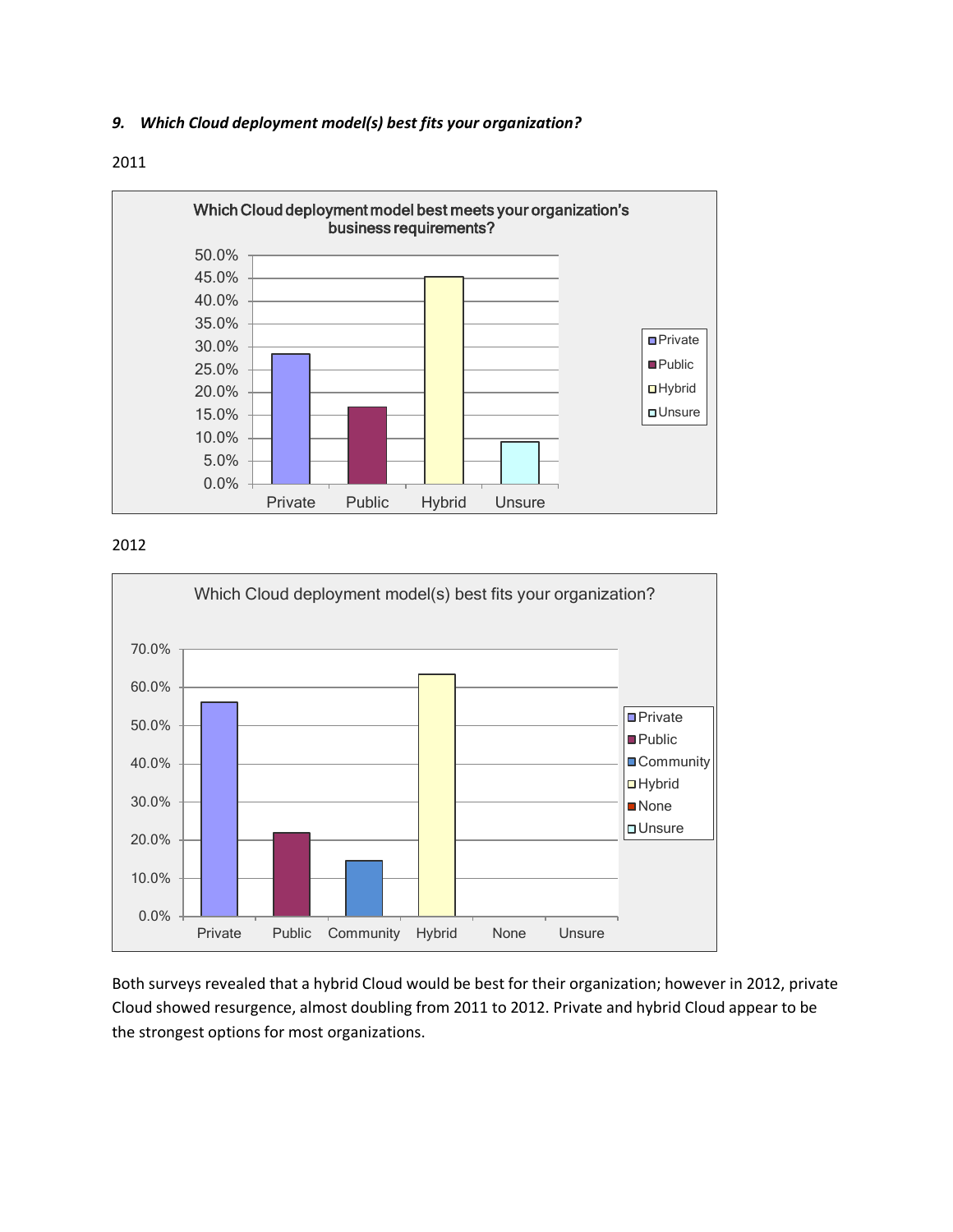***9. Which Cloud deployment model(s) best fits your organization?***

2011

2012

Both surveys revealed that a hybrid Cloud would be best for their organization; however in 2012, private Cloud showed resurgence, almost doubling from 2011 to 2012. Private and hybrid Cloud appear to be the strongest options for most organizations.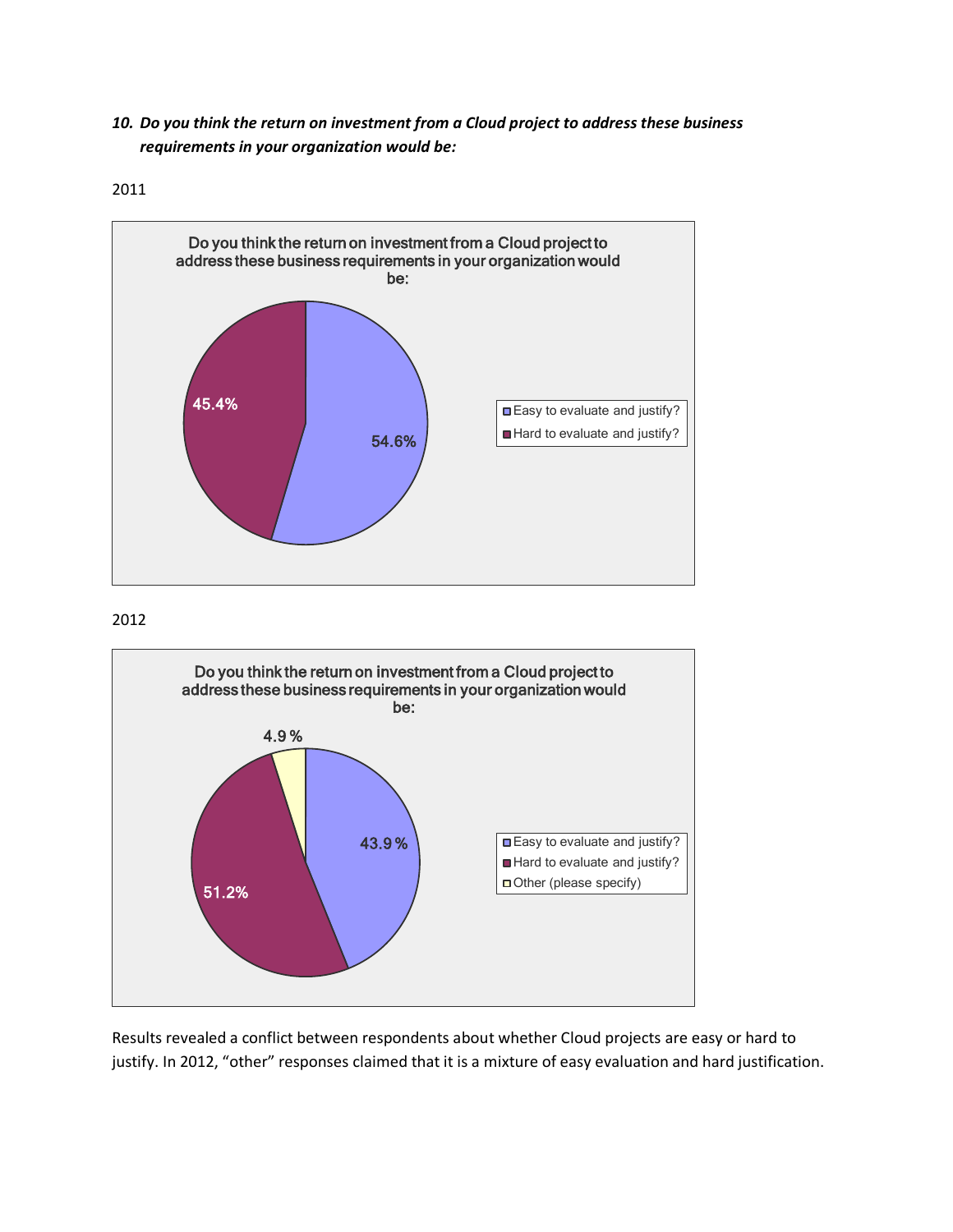***10. Do you think the return on investment from a Cloud project to address these business requirements in your organization would be:***

2011

Do you think the return on investment from a Cloud project to address these business requirements in your organization would be:

| Response | Percentage |
|---|---|
| Easy to evaluate and justify? | 54.6% |
| Hard to evaluate and justify? | 45.4% |

2012

Do you think the return on investment from a Cloud project to address these business requirements in your organization would be:

| Response | Percentage |
|---|---|
| Easy to evaluate and justify? | 43.9 % |
| Hard to evaluate and justify? | 51.2% |
| Other (please specify) | 4.9 % |

Results revealed a conflict between respondents about whether Cloud projects are easy or hard to justify. In 2012, "other" responses claimed that it is a mixture of easy evaluation and hard justification.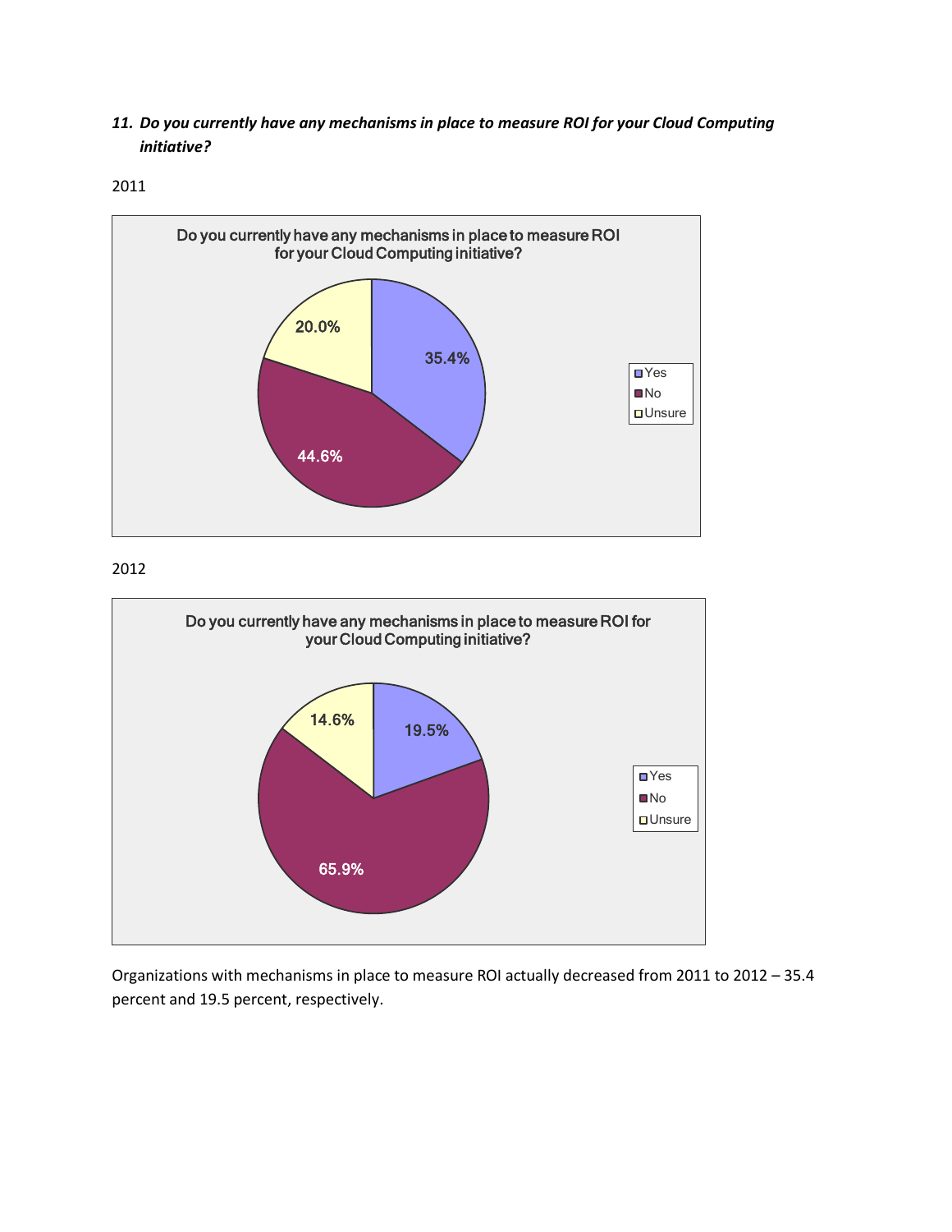***11. Do you currently have any mechanisms in place to measure ROI for your Cloud Computing initiative?***

2011

Do you currently have any mechanisms in place to measure ROI for your Cloud Computing initiative?

| Response | Percentage |
|---|---|
| Yes | 35.4% |
| No | 44.6% |
| Unsure | 20.0% |

2012

Do you currently have any mechanisms in place to measure ROI for your Cloud Computing initiative?

| Response | Percentage |
|---|---|
| Yes | 19.5% |
| No | 65.9% |
| Unsure | 14.6% |

Organizations with mechanisms in place to measure ROI actually decreased from 2011 to 2012 – 35.4 percent and 19.5 percent, respectively.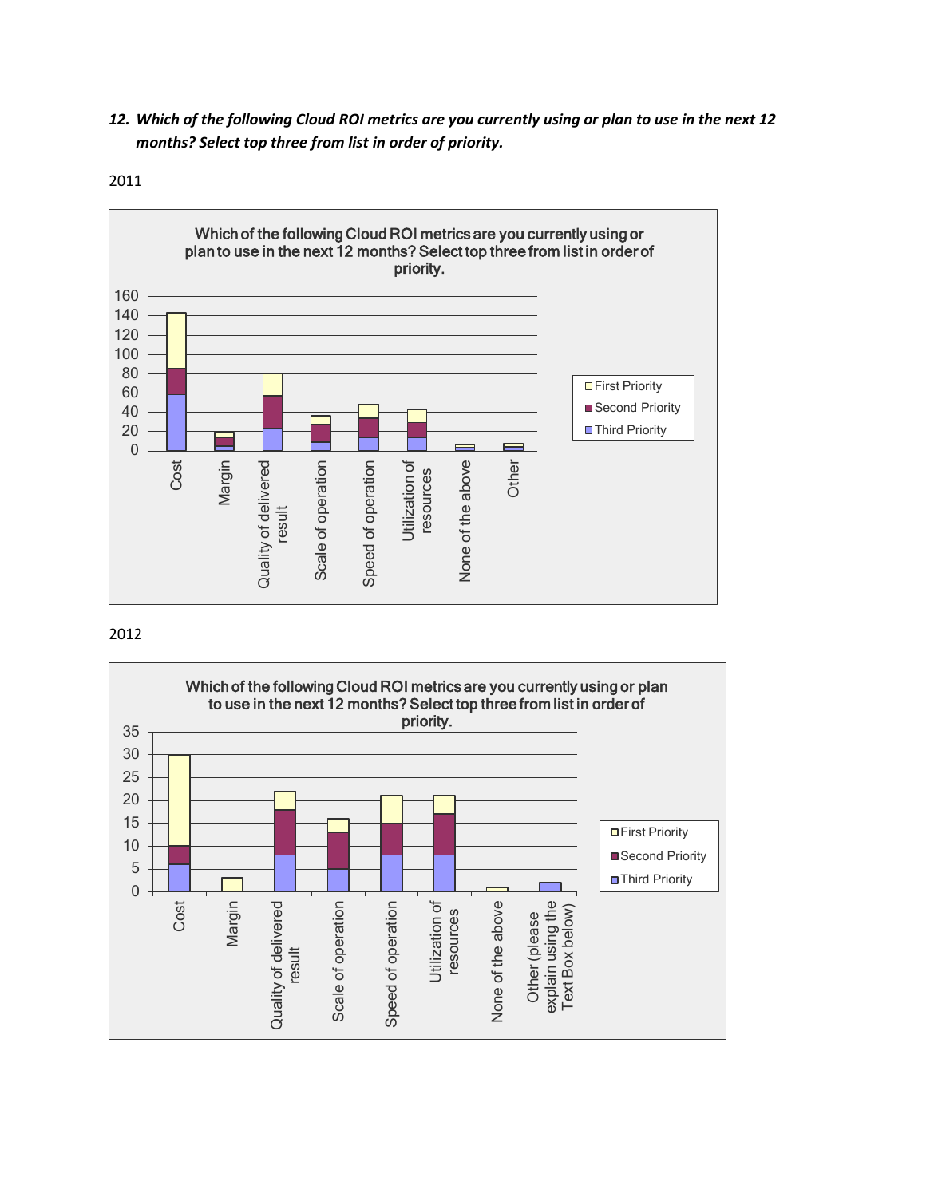***12. Which of the following Cloud ROI metrics are you currently using or plan to use in the next 12 months? Select top three from list in order of priority.***

2011

2012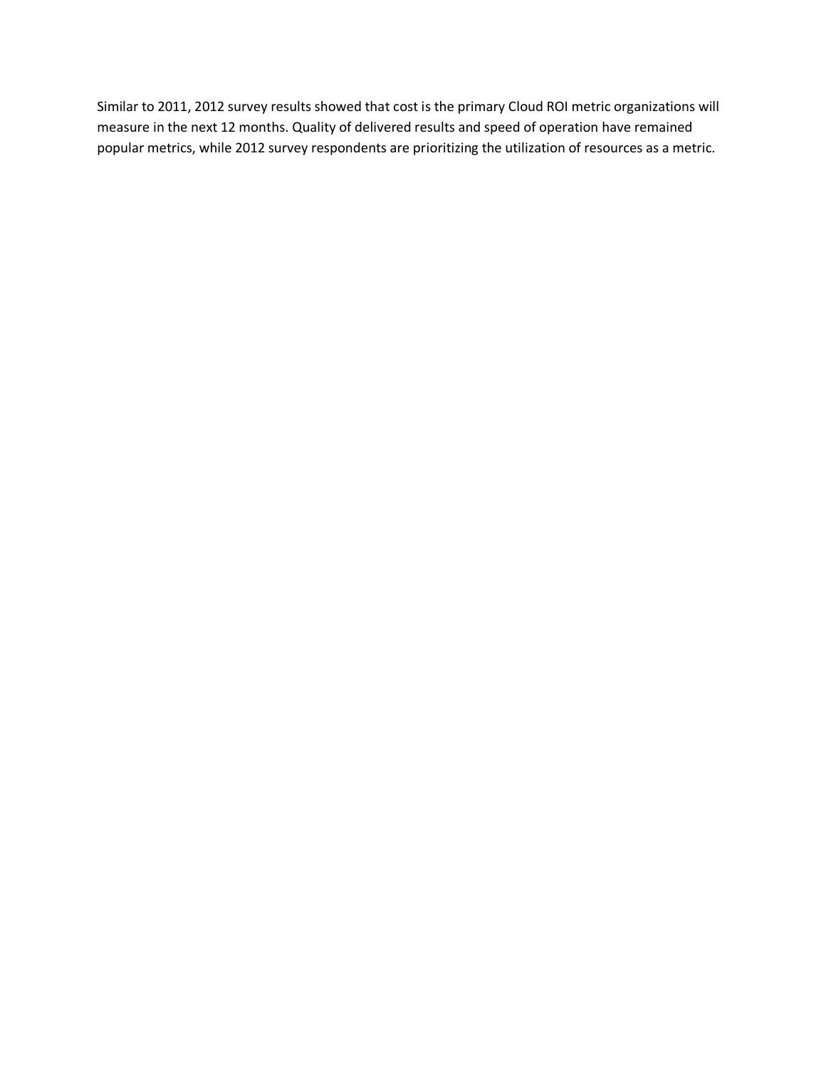Similar to 2011, 2012 survey results showed that cost is the primary Cloud ROI metric organizations will measure in the next 12 months. Quality of delivered results and speed of operation have remained popular metrics, while 2012 survey respondents are prioritizing the utilization of resources as a metric.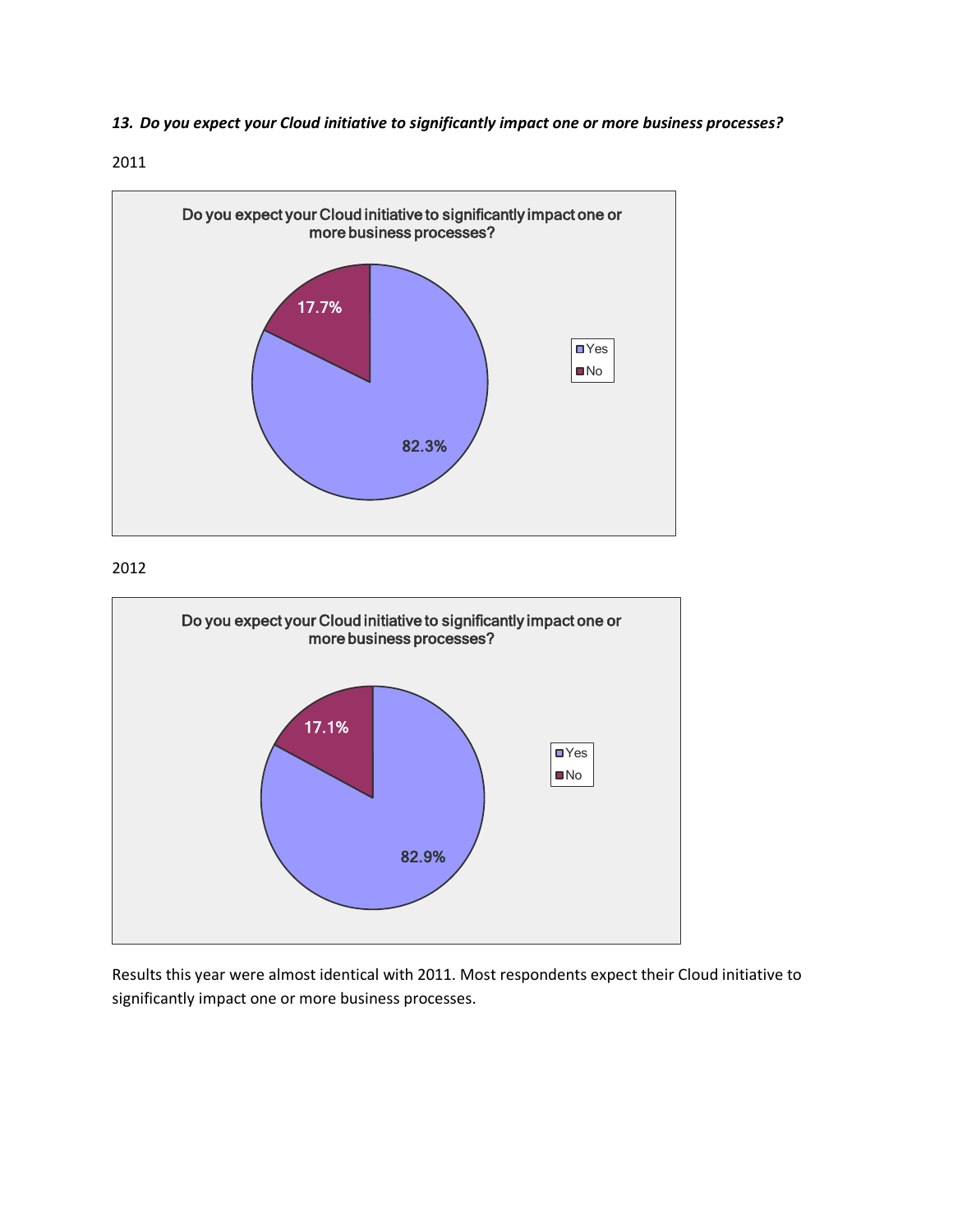***13. Do you expect your Cloud initiative to significantly impact one or more business processes?***

2011

**Do you expect your Cloud initiative to significantly impact one or more business processes?**

| Response | Percentage |
|---|---|
| Yes | 82.3% |
| No | 17.7% |

2012

**Do you expect your Cloud initiative to significantly impact one or more business processes?**

| Response | Percentage |
|---|---|
| Yes | 82.9% |
| No | 17.1% |

Results this year were almost identical with 2011. Most respondents expect their Cloud initiative to significantly impact one or more business processes.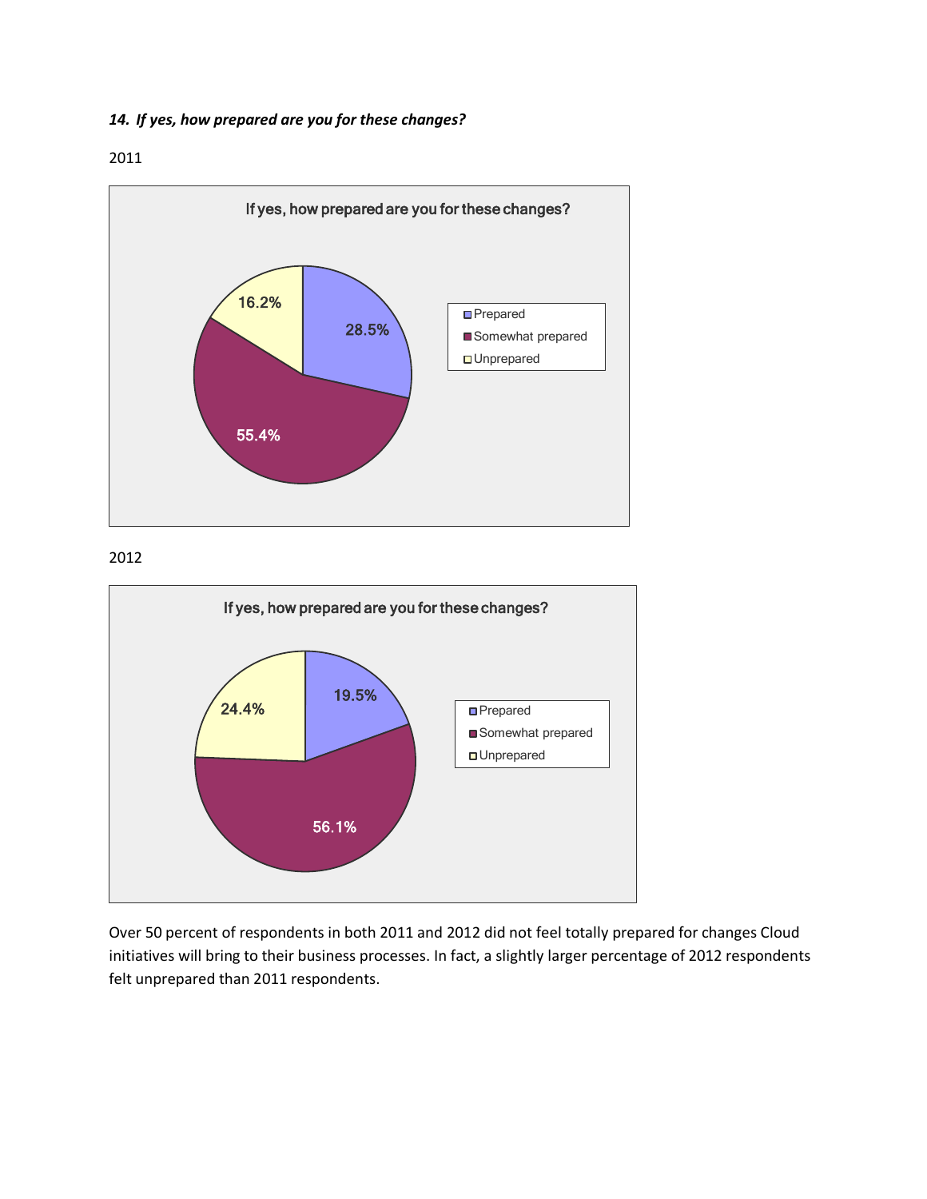***14. If yes, how prepared are you for these changes?***

2011

**If yes, how prepared are you for these changes?**

| Response | Percentage |
| --- | --- |
| Prepared | 28.5% |
| Somewhat prepared | 55.4% |
| Unprepared | 16.2% |

2012

**If yes, how prepared are you for these changes?**

| Response | Percentage |
| --- | --- |
| Prepared | 19.5% |
| Somewhat prepared | 56.1% |
| Unprepared | 24.4% |

Over 50 percent of respondents in both 2011 and 2012 did not feel totally prepared for changes Cloud initiatives will bring to their business processes. In fact, a slightly larger percentage of 2012 respondents felt unprepared than 2011 respondents.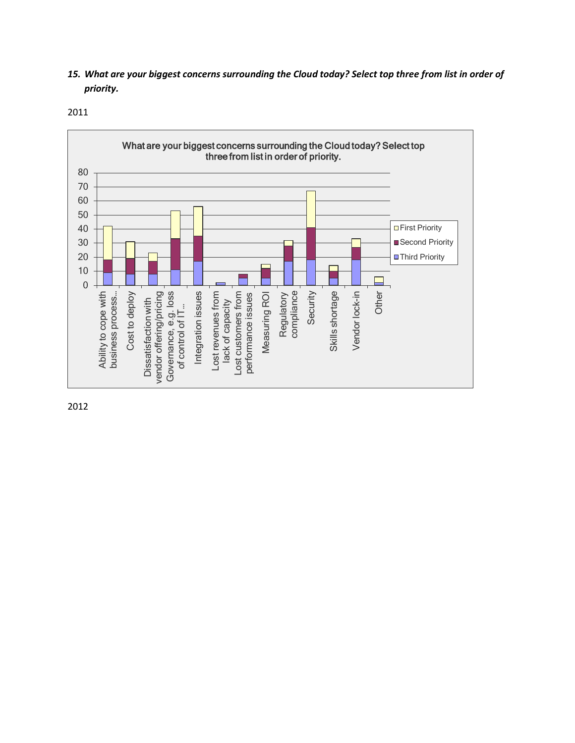*15. What are your biggest concerns surrounding the Cloud today? Select top three from list in order of priority.*

2011

What are your biggest concerns surrounding the Cloud today? Select top three from list in order of priority.

| Concern | Third Priority | Second Priority | First Priority |
|---|---|---|---|
| Ability to cope with business process... | 9 | 9 | 24 |
| Cost to deploy | 8 | 11 | 12 |
| Dissatisfaction with vendor offering/pricing | 8 | 9 | 6 |
| Governance, e.g. loss of control of IT... | 11 | 22 | 20 |
| Integration issues | 17 | 18 | 21 |
| Lost revenues from lack of capacity | 2 | 0 | 0 |
| Lost customers from performance issues | 5 | 3 | 0 |
| Measuring ROI | 5 | 7 | 3 |
| Regulatory compliance | 17 | 11 | 4 |
| Security | 18 | 23 | 26 |
| Skills shortage | 5 | 5 | 4 |
| Vendor lock-in | 18 | 9 | 6 |
| Other | 2 | 0 | 4 |

2012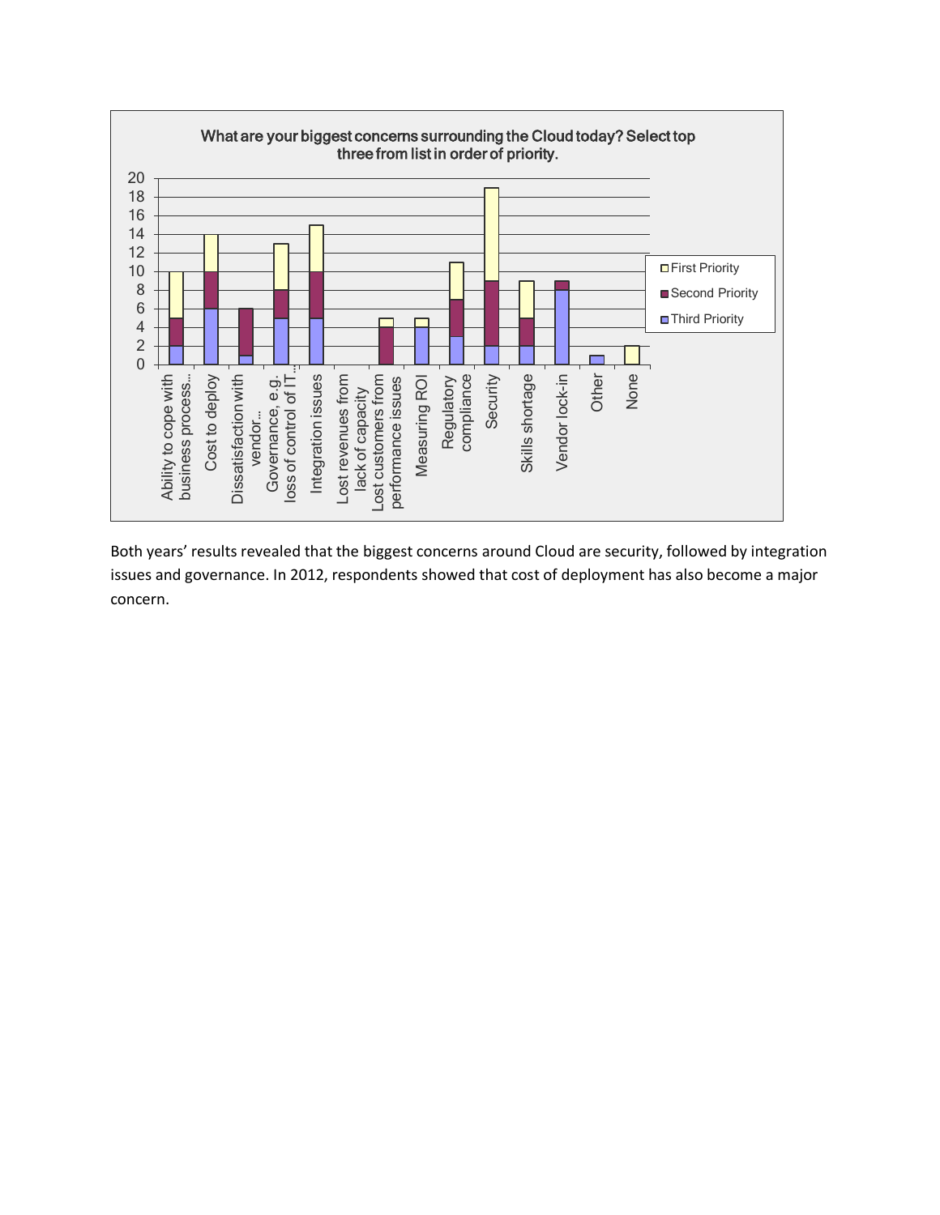**What are your biggest concerns surrounding the Cloud today? Select top three from list in order of priority.**

| Concern | Third Priority | Second Priority | First Priority |
|---|---|---|---|
| Ability to cope with business process... | 2 | 3 | 5 |
| Cost to deploy | 6 | 4 | 4 |
| Dissatisfaction with vendor... | 1 | 5 | 0 |
| Governance, e.g. loss of control of IT ... | 5 | 3 | 5 |
| Integration issues | 5 | 5 | 5 |
| Lost revenues from lack of capacity | 0 | 0 | 0 |
| Lost customers from performance issues | 0 | 4 | 1 |
| Measuring ROI | 4 | 0 | 1 |
| Regulatory compliance | 3 | 4 | 4 |
| Security | 2 | 7 | 10 |
| Skills shortage | 2 | 3 | 4 |
| Vendor lock-in | 8 | 1 | 0 |
| Other | 1 | 0 | 0 |
| None | 0 | 0 | 2 |

Both years' results revealed that the biggest concerns around Cloud are security, followed by integration issues and governance. In 2012, respondents showed that cost of deployment has also become a major concern.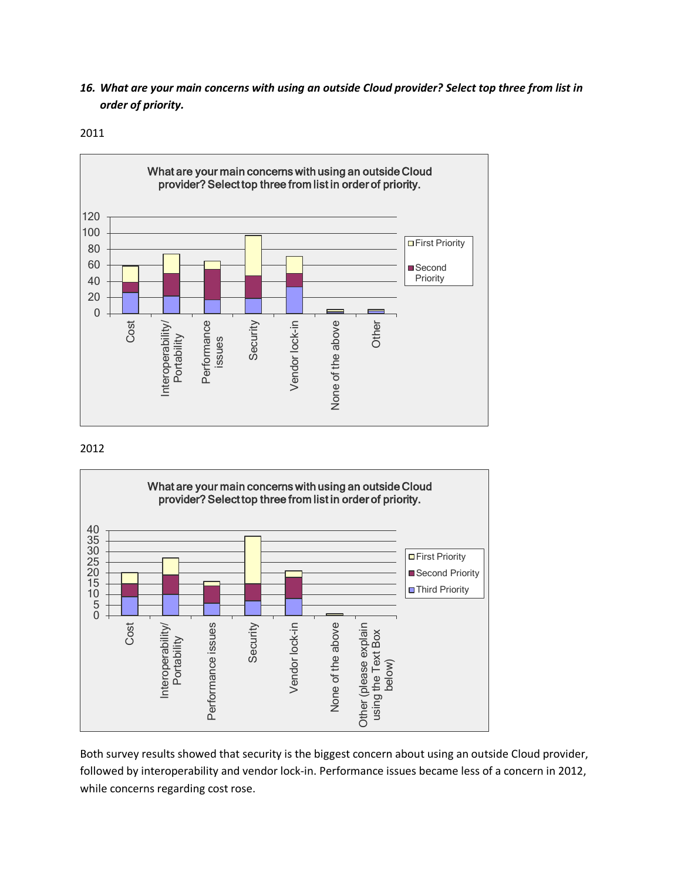***16. What are your main concerns with using an outside Cloud provider? Select top three from list in order of priority.***

2011

2012

Both survey results showed that security is the biggest concern about using an outside Cloud provider, followed by interoperability and vendor lock-in. Performance issues became less of a concern in 2012, while concerns regarding cost rose.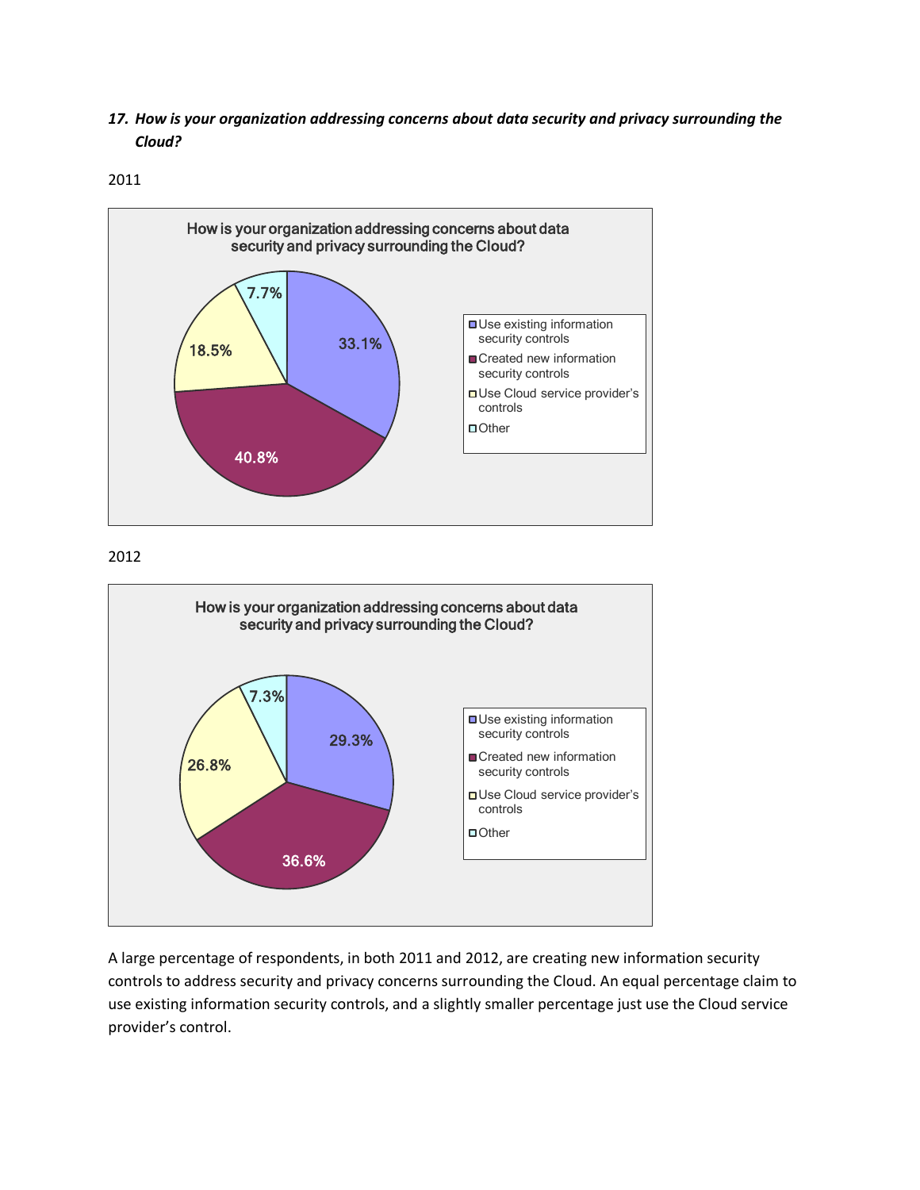***17. How is your organization addressing concerns about data security and privacy surrounding the Cloud?***

2011

How is your organization addressing concerns about data security and privacy surrounding the Cloud?

| Response | Percentage |
|---|---|
| Use existing information security controls | 33.1% |
| Created new information security controls | 40.8% |
| Use Cloud service provider's controls | 18.5% |
| Other | 7.7% |

2012

How is your organization addressing concerns about data security and privacy surrounding the Cloud?

| Response | Percentage |
|---|---|
| Use existing information security controls | 29.3% |
| Created new information security controls | 36.6% |
| Use Cloud service provider's controls | 26.8% |
| Other | 7.3% |

A large percentage of respondents, in both 2011 and 2012, are creating new information security controls to address security and privacy concerns surrounding the Cloud. An equal percentage claim to use existing information security controls, and a slightly smaller percentage just use the Cloud service provider's control.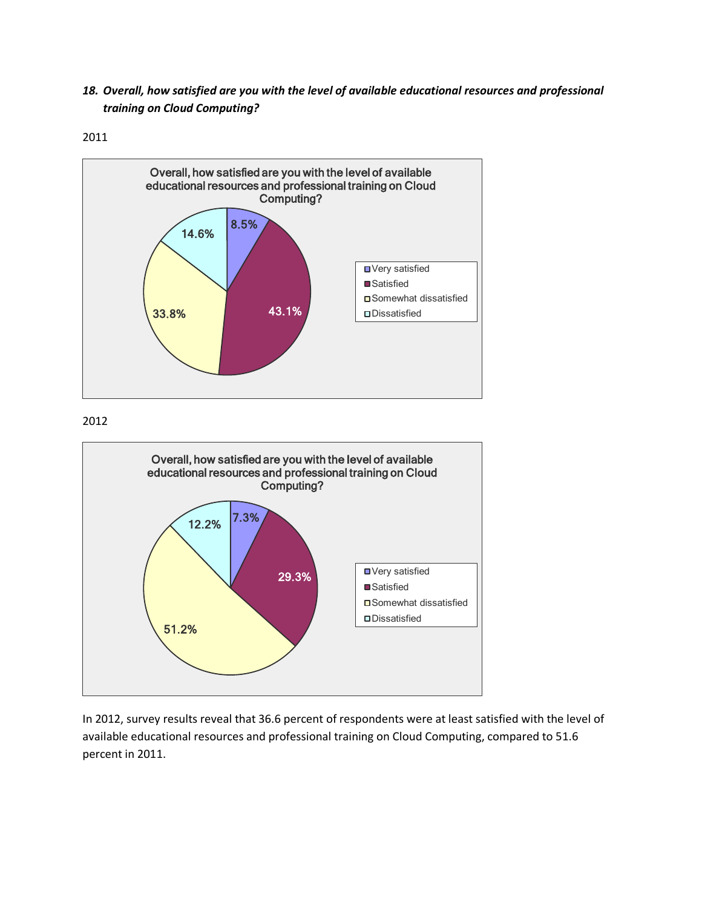***18. Overall, how satisfied are you with the level of available educational resources and professional training on Cloud Computing?***

2011

Overall, how satisfied are you with the level of available educational resources and professional training on Cloud Computing?

8.5%
43.1%
33.8%
14.6%

Very satisfied
Satisfied
Somewhat dissatisfied
Dissatisfied

2012

Overall, how satisfied are you with the level of available educational resources and professional training on Cloud Computing?

7.3%
29.3%
51.2%
12.2%

Very satisfied
Satisfied
Somewhat dissatisfied
Dissatisfied

In 2012, survey results reveal that 36.6 percent of respondents were at least satisfied with the level of available educational resources and professional training on Cloud Computing, compared to 51.6 percent in 2011.